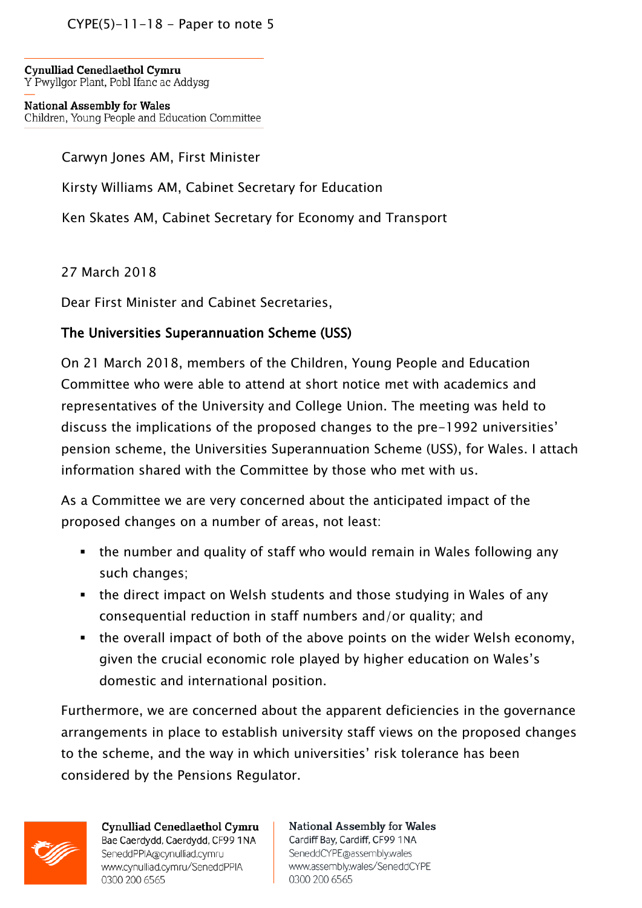CYPE(5)-11-18 - Paper to note 5

**Cynulliad Cenedlaethol Cymru**
Y Pwyllgor Plant, Pobl Ifanc ac Addysg

**National Assembly for Wales**
Children, Young People and Education Committee

Carwyn Jones AM, First Minister

Kirsty Williams AM, Cabinet Secretary for Education

Ken Skates AM, Cabinet Secretary for Economy and Transport

27 March 2018

Dear First Minister and Cabinet Secretaries,

**The Universities Superannuation Scheme (USS)**

On 21 March 2018, members of the Children, Young People and Education Committee who were able to attend at short notice met with academics and representatives of the University and College Union. The meeting was held to discuss the implications of the proposed changes to the pre-1992 universities' pension scheme, the Universities Superannuation Scheme (USS), for Wales. I attach information shared with the Committee by those who met with us.

As a Committee we are very concerned about the anticipated impact of the proposed changes on a number of areas, not least:

- the number and quality of staff who would remain in Wales following any such changes;
- the direct impact on Welsh students and those studying in Wales of any consequential reduction in staff numbers and/or quality; and
- the overall impact of both of the above points on the wider Welsh economy, given the crucial economic role played by higher education on Wales's domestic and international position.

Furthermore, we are concerned about the apparent deficiencies in the governance arrangements in place to establish university staff views on the proposed changes to the scheme, and the way in which universities' risk tolerance has been considered by the Pensions Regulator.

**Cynulliad Cenedlaethol Cymru**
Bae Caerdydd, Caerdydd, CF99 1NA
SeneddPPIA@cynulliad.cymru
www.cynulliad.cymru/SeneddPPIA
0300 200 6565

**National Assembly for Wales**
Cardiff Bay, Cardiff, CF99 1NA
SeneddCYPE@assembly.wales
www.assembly.wales/SeneddCYPE
0300 200 6565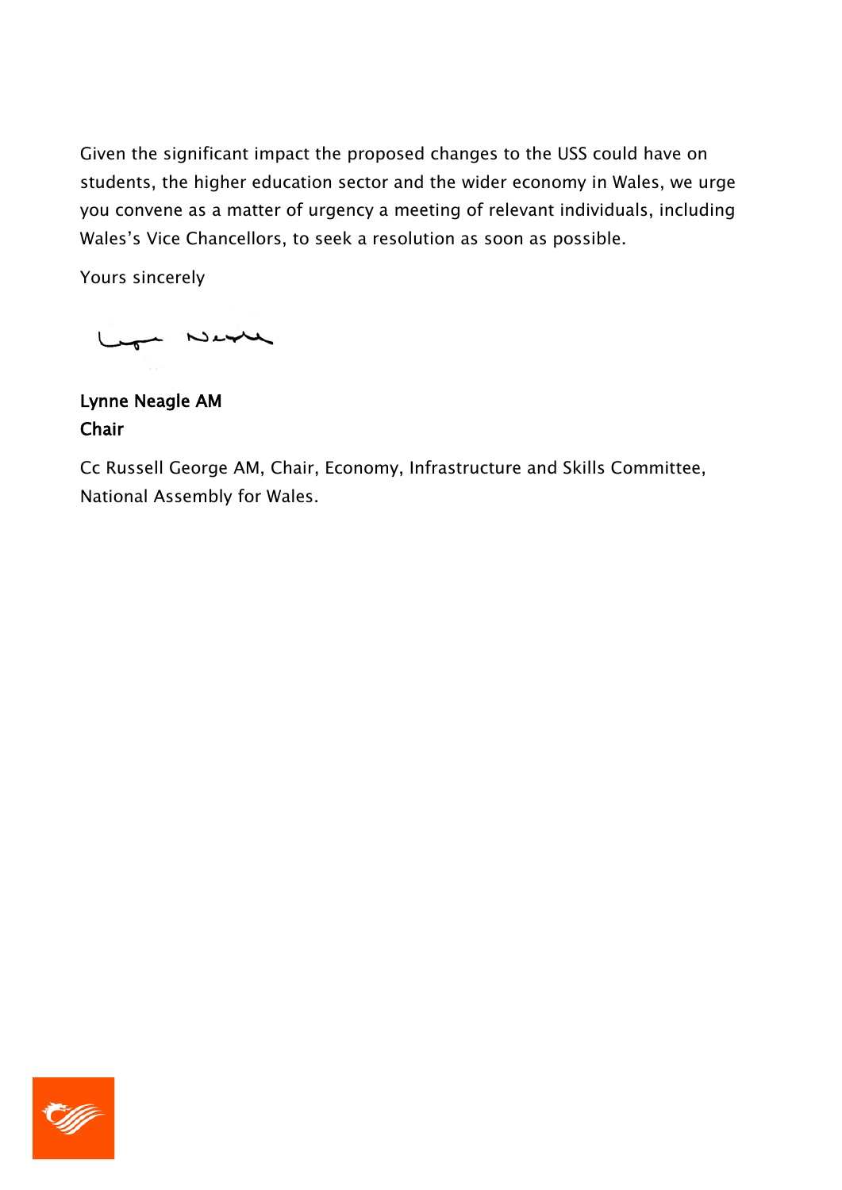Given the significant impact the proposed changes to the USS could have on students, the higher education sector and the wider economy in Wales, we urge you convene as a matter of urgency a meeting of relevant individuals, including Wales's Vice Chancellors, to seek a resolution as soon as possible.

Yours sincerely

**Lynne Neagle AM**
**Chair**

Cc Russell George AM, Chair, Economy, Infrastructure and Skills Committee, National Assembly for Wales.